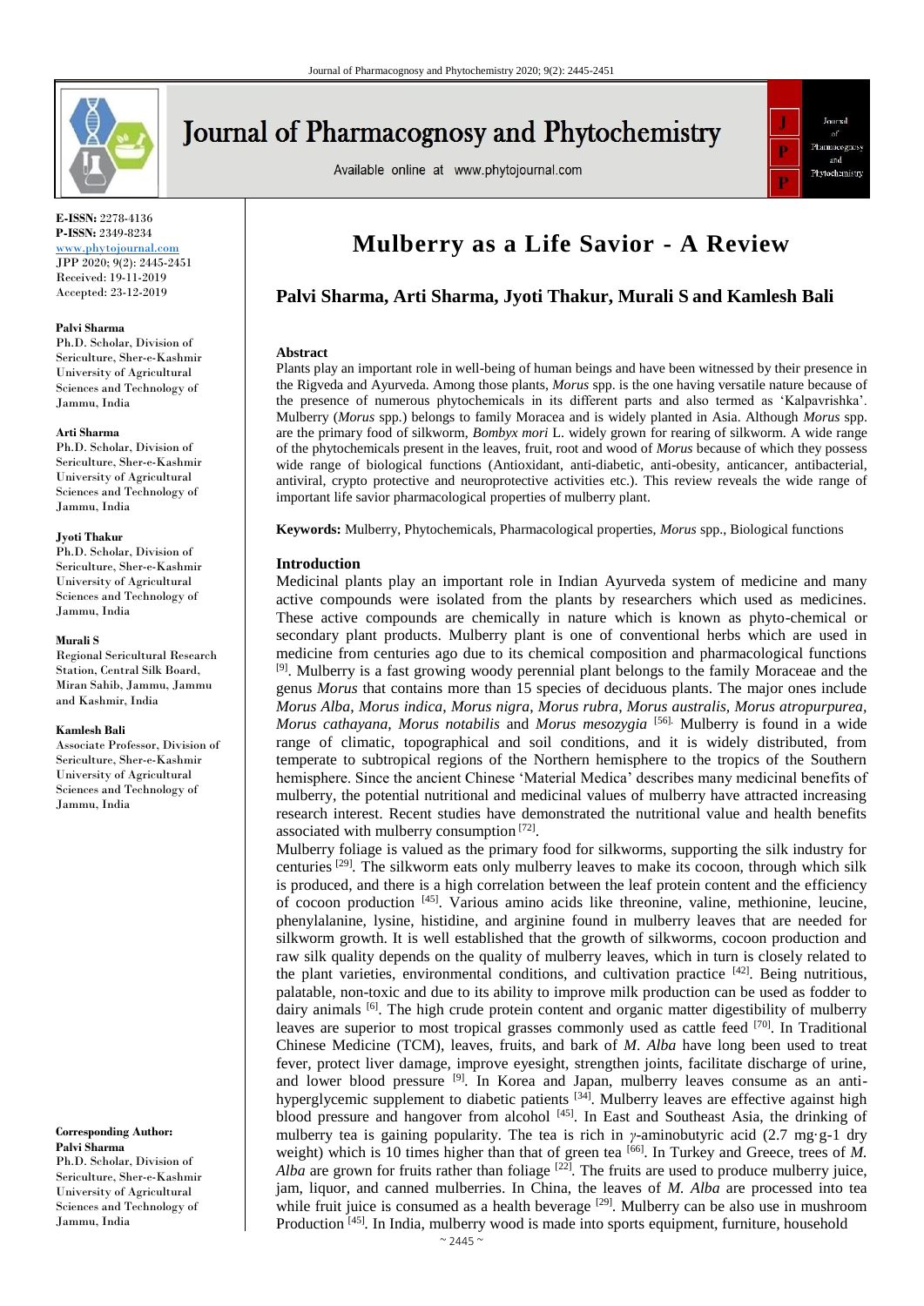E-ISSN: 2278-4136
P-ISSN: 2349-8234
www.phytojournal.com
JPP 2020; 9(2): 2445-2451
Received: 19-11-2019
Accepted: 23-12-2019

**Palvi Sharma**
Ph.D. Scholar, Division of Sericulture, Sher-e-Kashmir University of Agricultural Sciences and Technology of Jammu, India

**Arti Sharma**
Ph.D. Scholar, Division of Sericulture, Sher-e-Kashmir University of Agricultural Sciences and Technology of Jammu, India

**Jyoti Thakur**
Ph.D. Scholar, Division of Sericulture, Sher-e-Kashmir University of Agricultural Sciences and Technology of Jammu, India

**Murali S**
Regional Sericultural Research Station, Central Silk Board, Miran Sahib, Jammu, Jammu and Kashmir, India

**Kamlesh Bali**
Associate Professor, Division of Sericulture, Sher-e-Kashmir University of Agricultural Sciences and Technology of Jammu, India

**Corresponding Author:**
**Palvi Sharma**
Ph.D. Scholar, Division of Sericulture, Sher-e-Kashmir University of Agricultural Sciences and Technology of Jammu, India

# Mulberry as a Life Savior - A Review

## Palvi Sharma, Arti Sharma, Jyoti Thakur, Murali S and Kamlesh Bali

### Abstract

Plants play an important role in well-being of human beings and have been witnessed by their presence in the Rigveda and Ayurveda. Among those plants, *Morus* spp. is the one having versatile nature because of the presence of numerous phytochemicals in its different parts and also termed as 'Kalpavrishka'. Mulberry (*Morus* spp.) belongs to family Moracea and is widely planted in Asia. Although *Morus* spp. are the primary food of silkworm, *Bombyx mori* L. widely grown for rearing of silkworm. A wide range of the phytochemicals present in the leaves, fruit, root and wood of *Morus* because of which they possess wide range of biological functions (Antioxidant, anti-diabetic, anti-obesity, anticancer, antibacterial, antiviral, crypto protective and neuroprotective activities etc.). This review reveals the wide range of important life savior pharmacological properties of mulberry plant.

**Keywords:** Mulberry, Phytochemicals, Pharmacological properties, *Morus* spp., Biological functions

### Introduction

Medicinal plants play an important role in Indian Ayurveda system of medicine and many active compounds were isolated from the plants by researchers which used as medicines. These active compounds are chemically in nature which is known as phyto-chemical or secondary plant products. Mulberry plant is one of conventional herbs which are used in medicine from centuries ago due to its chemical composition and pharmacological functions [9]. Mulberry is a fast growing woody perennial plant belongs to the family Moraceae and the genus *Morus* that contains more than 15 species of deciduous plants. The major ones include *Morus Alba*, *Morus indica*, *Morus nigra*, *Morus rubra*, *Morus australis*, *Morus atropurpurea*, *Morus cathayana*, *Morus notabilis* and *Morus mesozygia* [56]. Mulberry is found in a wide range of climatic, topographical and soil conditions, and it is widely distributed, from temperate to subtropical regions of the Northern hemisphere to the tropics of the Southern hemisphere. Since the ancient Chinese 'Material Medica' describes many medicinal benefits of mulberry, the potential nutritional and medicinal values of mulberry have attracted increasing research interest. Recent studies have demonstrated the nutritional value and health benefits associated with mulberry consumption [72].

Mulberry foliage is valued as the primary food for silkworms, supporting the silk industry for centuries [29]. The silkworm eats only mulberry leaves to make its cocoon, through which silk is produced, and there is a high correlation between the leaf protein content and the efficiency of cocoon production [45]. Various amino acids like threonine, valine, methionine, leucine, phenylalanine, lysine, histidine, and arginine found in mulberry leaves that are needed for silkworm growth. It is well established that the growth of silkworms, cocoon production and raw silk quality depends on the quality of mulberry leaves, which in turn is closely related to the plant varieties, environmental conditions, and cultivation practice [42]. Being nutritious, palatable, non-toxic and due to its ability to improve milk production can be used as fodder to dairy animals [6]. The high crude protein content and organic matter digestibility of mulberry leaves are superior to most tropical grasses commonly used as cattle feed [70]. In Traditional Chinese Medicine (TCM), leaves, fruits, and bark of *M. Alba* have long been used to treat fever, protect liver damage, improve eyesight, strengthen joints, facilitate discharge of urine, and lower blood pressure [9]. In Korea and Japan, mulberry leaves consume as an anti-hyperglycemic supplement to diabetic patients [34]. Mulberry leaves are effective against high blood pressure and hangover from alcohol [45]. In East and Southeast Asia, the drinking of mulberry tea is gaining popularity. The tea is rich in $\gamma$-aminobutyric acid (2.7 mg·g-1 dry weight) which is 10 times higher than that of green tea [66]. In Turkey and Greece, trees of *M. Alba* are grown for fruits rather than foliage [22]. The fruits are used to produce mulberry juice, jam, liquor, and canned mulberries. In China, the leaves of *M. Alba* are processed into tea while fruit juice is consumed as a health beverage [29]. Mulberry can be also use in mushroom Production [45]. In India, mulberry wood is made into sports equipment, furniture, household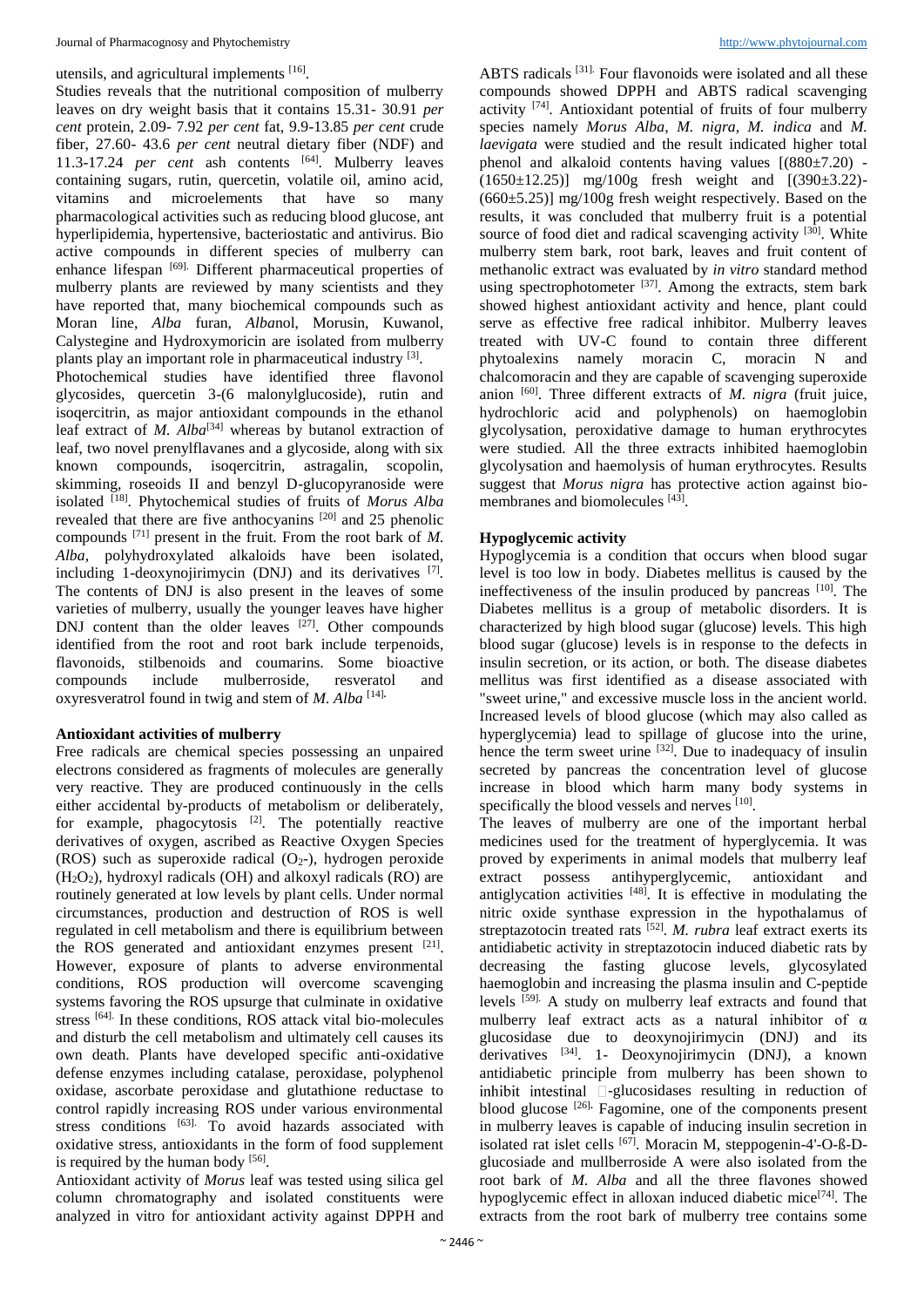utensils, and agricultural implements [16].

Studies reveals that the nutritional composition of mulberry leaves on dry weight basis that it contains 15.31- 30.91 *per cent* protein, 2.09- 7.92 *per cent* fat, 9.9-13.85 *per cent* crude fiber, 27.60- 43.6 *per cent* neutral dietary fiber (NDF) and 11.3-17.24 *per cent* ash contents [64]. Mulberry leaves containing sugars, rutin, quercetin, volatile oil, amino acid, vitamins and microelements that have so many pharmacological activities such as reducing blood glucose, ant hyperlipidemia, hypertensive, bacteriostatic and antivirus. Bio active compounds in different species of mulberry can enhance lifespan [69]. Different pharmaceutical properties of mulberry plants are reviewed by many scientists and they have reported that, many biochemical compounds such as Moran line, *Alba* furan, *Alba*nol, Morusin, Kuwanol, Calystegine and Hydroxymoricin are isolated from mulberry plants play an important role in pharmaceutical industry [3].

Photochemical studies have identified three flavonol glycosides, quercetin 3-(6 malonylglucoside), rutin and isoqercitrin, as major antioxidant compounds in the ethanol leaf extract of *M. Alba*[34] whereas by butanol extraction of leaf, two novel prenylflavanes and a glycoside, along with six known compounds, isoqercitrin, astragalin, scopolin, skimming, roseoids II and benzyl D-glucopyranoside were isolated [18]. Phytochemical studies of fruits of *Morus Alba* revealed that there are five anthocyanins [20] and 25 phenolic compounds [71] present in the fruit. From the root bark of *M. Alba*, polyhydroxylated alkaloids have been isolated, including 1-deoxynojirimycin (DNJ) and its derivatives [7]. The contents of DNJ is also present in the leaves of some varieties of mulberry, usually the younger leaves have higher DNJ content than the older leaves [27]. Other compounds identified from the root and root bark include terpenoids, flavonoids, stilbenoids and coumarins. Some bioactive compounds include mulberroside, resveratol and oxyresveratrol found in twig and stem of *M. Alba* [14].

**Antioxidant activities of mulberry**

Free radicals are chemical species possessing an unpaired electrons considered as fragments of molecules are generally very reactive. They are produced continuously in the cells either accidental by-products of metabolism or deliberately, for example, phagocytosis [2]. The potentially reactive derivatives of oxygen, ascribed as Reactive Oxygen Species (ROS) such as superoxide radical ($O_2$-), hydrogen peroxide ($H_2O_2$), hydroxyl radicals (OH) and alkoxyl radicals (RO) are routinely generated at low levels by plant cells. Under normal circumstances, production and destruction of ROS is well regulated in cell metabolism and there is equilibrium between the ROS generated and antioxidant enzymes present [21]. However, exposure of plants to adverse environmental conditions, ROS production will overcome scavenging systems favoring the ROS upsurge that culminate in oxidative stress [64]. In these conditions, ROS attack vital bio-molecules and disturb the cell metabolism and ultimately cell causes its own death. Plants have developed specific anti-oxidative defense enzymes including catalase, peroxidase, polyphenol oxidase, ascorbate peroxidase and glutathione reductase to control rapidly increasing ROS under various environmental stress conditions [63]. To avoid hazards associated with oxidative stress, antioxidants in the form of food supplement is required by the human body [56].

Antioxidant activity of *Morus* leaf was tested using silica gel column chromatography and isolated constituents were analyzed in vitro for antioxidant activity against DPPH and ABTS radicals [31]. Four flavonoids were isolated and all these compounds showed DPPH and ABTS radical scavenging activity [74]. Antioxidant potential of fruits of four mulberry species namely *Morus Alba, M. nigra, M. indica* and *M. laevigata* were studied and the result indicated higher total phenol and alkaloid contents having values [(880±7.20) - (1650±12.25)] mg/100g fresh weight and [(390±3.22)-(660±5.25)] mg/100g fresh weight respectively. Based on the results, it was concluded that mulberry fruit is a potential source of food diet and radical scavenging activity [30]. White mulberry stem bark, root bark, leaves and fruit content of methanolic extract was evaluated by *in vitro* standard method using spectrophotometer [37]. Among the extracts, stem bark showed highest antioxidant activity and hence, plant could serve as effective free radical inhibitor. Mulberry leaves treated with UV-C found to contain three different phytoalexins namely moracin C, moracin N and chalcomoracin and they are capable of scavenging superoxide anion [60]. Three different extracts of *M. nigra* (fruit juice, hydrochloric acid and polyphenols) on haemoglobin glycolysation, peroxidative damage to human erythrocytes were studied. All the three extracts inhibited haemoglobin glycolysation and haemolysis of human erythrocytes. Results suggest that *Morus nigra* has protective action against bio-membranes and biomolecules [43].

**Hypoglycemic activity**

Hypoglycemia is a condition that occurs when blood sugar level is too low in body. Diabetes mellitus is caused by the ineffectiveness of the insulin produced by pancreas [10]. The Diabetes mellitus is a group of metabolic disorders. It is characterized by high blood sugar (glucose) levels. This high blood sugar (glucose) levels is in response to the defects in insulin secretion, or its action, or both. The disease diabetes mellitus was first identified as a disease associated with "sweet urine," and excessive muscle loss in the ancient world. Increased levels of blood glucose (which may also called as hyperglycemia) lead to spillage of glucose into the urine, hence the term sweet urine [32]. Due to inadequacy of insulin secreted by pancreas the concentration level of glucose increase in blood which harm many body systems in specifically the blood vessels and nerves [10].

The leaves of mulberry are one of the important herbal medicines used for the treatment of hyperglycemia. It was proved by experiments in animal models that mulberry leaf extract possess antihyperglycemic, antioxidant and antiglycation activities [48]. It is effective in modulating the nitric oxide synthase expression in the hypothalamus of streptazotocin treated rats [52]. *M. rubra* leaf extract exerts its antidiabetic activity in streptazotocin induced diabetic rats by decreasing the fasting glucose levels, glycosylated haemoglobin and increasing the plasma insulin and C-peptide levels [59]. A study on mulberry leaf extracts and found that mulberry leaf extract acts as a natural inhibitor of α glucosidase due to deoxynojirimycin (DNJ) and its derivatives [34]. 1- Deoxynojirimycin (DNJ), a known antidiabetic principle from mulberry has been shown to inhibit intestinal -glucosidases resulting in reduction of blood glucose [26]. Fagomine, one of the components present in mulberry leaves is capable of inducing insulin secretion in isolated rat islet cells [67]. Moracin M, steppogenin-4'-O-ß-D-glucosiade and mullberroside A were also isolated from the root bark of *M. Alba* and all the three flavones showed hypoglycemic effect in alloxan induced diabetic mice[74]. The extracts from the root bark of mulberry tree contains some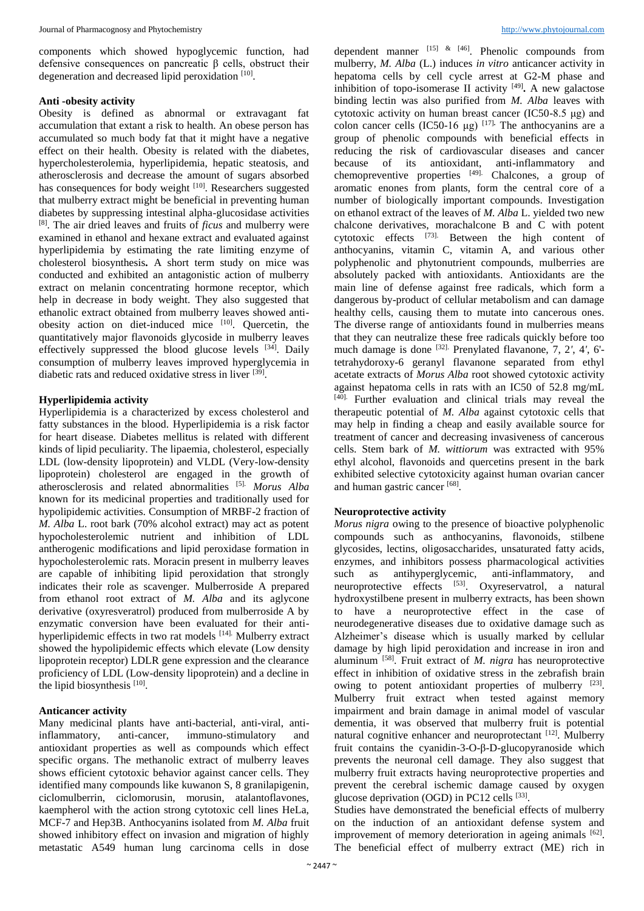components which showed hypoglycemic function, had defensive consequences on pancreatic β cells, obstruct their degeneration and decreased lipid peroxidation [10].

### Anti -obesity activity

Obesity is defined as abnormal or extravagant fat accumulation that extant a risk to health. An obese person has accumulated so much body fat that it might have a negative effect on their health. Obesity is related with the diabetes, hypercholesterolemia, hyperlipidemia, hepatic steatosis, and atherosclerosis and decrease the amount of sugars absorbed has consequences for body weight [10]. Researchers suggested that mulberry extract might be beneficial in preventing human diabetes by suppressing intestinal alpha-glucosidase activities [8]. The air dried leaves and fruits of *ficus* and mulberry were examined in ethanol and hexane extract and evaluated against hyperlipidemia by estimating the rate limiting enzyme of cholesterol biosynthesis**.** A short term study on mice was conducted and exhibited an antagonistic action of mulberry extract on melanin concentrating hormone receptor, which help in decrease in body weight. They also suggested that ethanolic extract obtained from mulberry leaves showed anti-obesity action on diet-induced mice [10]. Quercetin, the quantitatively major flavonoids glycoside in mulberry leaves effectively suppressed the blood glucose levels [34]. Daily consumption of mulberry leaves improved hyperglycemia in diabetic rats and reduced oxidative stress in liver [39].

### Hyperlipidemia activity

Hyperlipidemia is a characterized by excess cholesterol and fatty substances in the blood. Hyperlipidemia is a risk factor for heart disease. Diabetes mellitus is related with different kinds of lipid peculiarity. The lipaemia, cholesterol, especially LDL (low-density lipoprotein) and VLDL (Very-low-density lipoprotein) cholesterol are engaged in the growth of atherosclerosis and related abnormalities [5]. *Morus Alba* known for its medicinal properties and traditionally used for hypolipidemic activities. Consumption of MRBF-2 fraction of *M. Alba* L. root bark (70% alcohol extract) may act as potent hypocholesterolemic nutrient and inhibition of LDL antherogenic modifications and lipid peroxidase formation in hypocholesterolemic rats. Moracin present in mulberry leaves are capable of inhibiting lipid peroxidation that strongly indicates their role as scavenger. Mulberroside A prepared from ethanol root extract of *M. Alba* and its aglycone derivative (oxyresveratrol) produced from mulberroside A by enzymatic conversion have been evaluated for their anti-hyperlipidemic effects in two rat models [14]. Mulberry extract showed the hypolipidemic effects which elevate (Low density lipoprotein receptor) LDLR gene expression and the clearance proficiency of LDL (Low-density lipoprotein) and a decline in the lipid biosynthesis [10].

### Anticancer activity

Many medicinal plants have anti-bacterial, anti-viral, anti-inflammatory, anti-cancer, immuno-stimulatory and antioxidant properties as well as compounds which effect specific organs. The methanolic extract of mulberry leaves shows efficient cytotoxic behavior against cancer cells. They identified many compounds like kuwanon S, 8 granilapigenin, ciclomulberrin, ciclomorusin, morusin, atalantoflavones, kaempherol with the action strong cytotoxic cell lines HeLa, MCF-7 and Hep3B. Anthocyanins isolated from *M. Alba* fruit showed inhibitory effect on invasion and migration of highly metastatic A549 human lung carcinoma cells in dose dependent manner [15] & [46]. Phenolic compounds from mulberry, *M. Alba* (L.) induces *in vitro* anticancer activity in hepatoma cells by cell cycle arrest at G2-M phase and inhibition of topo-isomerase II activity [49]**.** A new galactose binding lectin was also purified from *M. Alba* leaves with cytotoxic activity on human breast cancer (IC50-8.5 μg) and colon cancer cells (IC50-16 μg) [17]. The anthocyanins are a group of phenolic compounds with beneficial effects in reducing the risk of cardiovascular diseases and cancer because of its antioxidant, anti-inflammatory and chemopreventive properties [49]. Chalcones, a group of aromatic enones from plants, form the central core of a number of biologically important compounds. Investigation on ethanol extract of the leaves of *M. Alba* L. yielded two new chalcone derivatives, morachalcone B and C with potent cytotoxic effects [73]. Between the high content of anthocyanins, vitamin C, vitamin A, and various other polyphenolic and phytonutrient compounds, mulberries are absolutely packed with antioxidants. Antioxidants are the main line of defense against free radicals, which form a dangerous by-product of cellular metabolism and can damage healthy cells, causing them to mutate into cancerous ones. The diverse range of antioxidants found in mulberries means that they can neutralize these free radicals quickly before too much damage is done [32]. Prenylated flavanone, 7, 2′, 4′, 6′-tetrahydoroxy-6 geranyl flavanone separated from ethyl acetate extracts of *Morus Alba* root showed cytotoxic activity against hepatoma cells in rats with an IC50 of 52.8 mg/mL [40]. Further evaluation and clinical trials may reveal the therapeutic potential of *M. Alba* against cytotoxic cells that may help in finding a cheap and easily available source for treatment of cancer and decreasing invasiveness of cancerous cells. Stem bark of *M. wittiorum* was extracted with 95% ethyl alcohol, flavonoids and quercetins present in the bark exhibited selective cytotoxicity against human ovarian cancer and human gastric cancer [68].

### Neuroprotective activity

*Morus nigra* owing to the presence of bioactive polyphenolic compounds such as anthocyanins, flavonoids, stilbene glycosides, lectins, oligosaccharides, unsaturated fatty acids, enzymes, and inhibitors possess pharmacological activities such as antihyperglycemic, anti-inflammatory, and neuroprotective effects [53]. Oxyreservatrol, a natural hydroxystilbene present in mulberry extracts, has been shown to have a neuroprotective effect in the case of neurodegenerative diseases due to oxidative damage such as Alzheimer's disease which is usually marked by cellular damage by high lipid peroxidation and increase in iron and aluminum [58]. Fruit extract of *M. nigra* has neuroprotective effect in inhibition of oxidative stress in the zebrafish brain owing to potent antioxidant properties of mulberry [23]. Mulberry fruit extract when tested against memory impairment and brain damage in animal model of vascular dementia, it was observed that mulberry fruit is potential natural cognitive enhancer and neuroprotectant [12]. Mulberry fruit contains the cyanidin-3-O-β-D-glucopyranoside which prevents the neuronal cell damage. They also suggest that mulberry fruit extracts having neuroprotective properties and prevent the cerebral ischemic damage caused by oxygen glucose deprivation (OGD) in PC12 cells [33].

Studies have demonstrated the beneficial effects of mulberry on the induction of an antioxidant defense system and improvement of memory deterioration in ageing animals [62]. The beneficial effect of mulberry extract (ME) rich in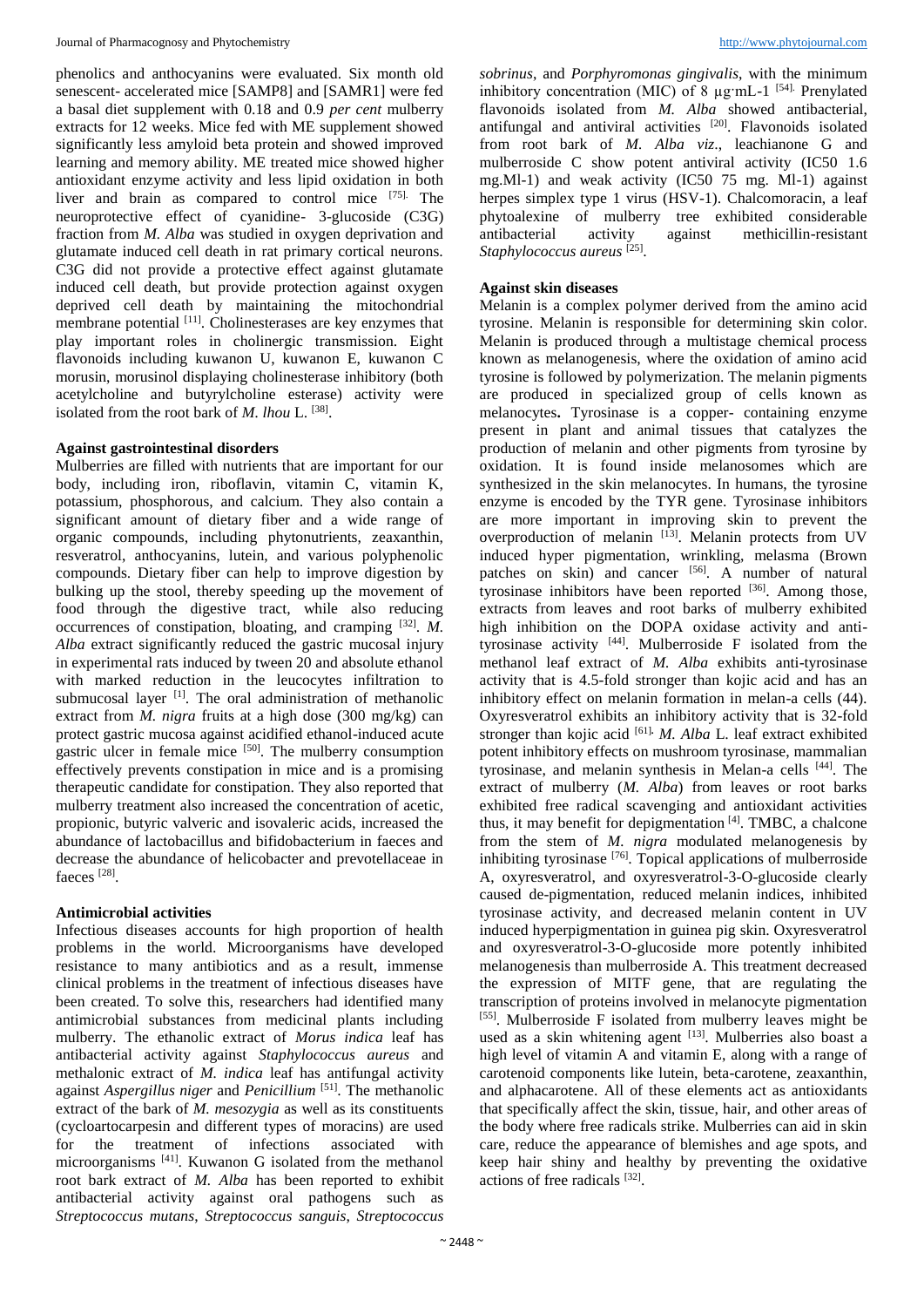phenolics and anthocyanins were evaluated. Six month old senescent- accelerated mice [SAMP8] and [SAMR1] were fed a basal diet supplement with 0.18 and 0.9 *per cent* mulberry extracts for 12 weeks. Mice fed with ME supplement showed significantly less amyloid beta protein and showed improved learning and memory ability. ME treated mice showed higher antioxidant enzyme activity and less lipid oxidation in both liver and brain as compared to control mice [75]. The neuroprotective effect of cyanidine- 3-glucoside (C3G) fraction from *M. Alba* was studied in oxygen deprivation and glutamate induced cell death in rat primary cortical neurons. C3G did not provide a protective effect against glutamate induced cell death, but provide protection against oxygen deprived cell death by maintaining the mitochondrial membrane potential [11]. Cholinesterases are key enzymes that play important roles in cholinergic transmission. Eight flavonoids including kuwanon U, kuwanon E, kuwanon C morusin, morusinol displaying cholinesterase inhibitory (both acetylcholine and butyrylcholine esterase) activity were isolated from the root bark of *M. lhou* L. [38].

**Against gastrointestinal disorders**

Mulberries are filled with nutrients that are important for our body, including iron, riboflavin, vitamin C, vitamin K, potassium, phosphorous, and calcium. They also contain a significant amount of dietary fiber and a wide range of organic compounds, including phytonutrients, zeaxanthin, resveratrol, anthocyanins, lutein, and various polyphenolic compounds. Dietary fiber can help to improve digestion by bulking up the stool, thereby speeding up the movement of food through the digestive tract, while also reducing occurrences of constipation, bloating, and cramping [32]. *M. Alba* extract significantly reduced the gastric mucosal injury in experimental rats induced by tween 20 and absolute ethanol with marked reduction in the leucocytes infiltration to submucosal layer [1]. The oral administration of methanolic extract from *M. nigra* fruits at a high dose (300 mg/kg) can protect gastric mucosa against acidified ethanol-induced acute gastric ulcer in female mice [50]. The mulberry consumption effectively prevents constipation in mice and is a promising therapeutic candidate for constipation. They also reported that mulberry treatment also increased the concentration of acetic, propionic, butyric valveric and isovaleric acids, increased the abundance of lactobacillus and bifidobacterium in faeces and decrease the abundance of helicobacter and prevotellaceae in faeces [28].

**Antimicrobial activities**

Infectious diseases accounts for high proportion of health problems in the world. Microorganisms have developed resistance to many antibiotics and as a result, immense clinical problems in the treatment of infectious diseases have been created. To solve this, researchers had identified many antimicrobial substances from medicinal plants including mulberry. The ethanolic extract of *Morus indica* leaf has antibacterial activity against *Staphylococcus aureus* and methalonic extract of *M. indica* leaf has antifungal activity against *Aspergillus niger* and *Penicillium* [51]. The methanolic extract of the bark of *M. mesozygia* as well as its constituents (cycloartocarpesin and different types of moracins) are used for the treatment of infections associated with microorganisms [41]. Kuwanon G isolated from the methanol root bark extract of *M. Alba* has been reported to exhibit antibacterial activity against oral pathogens such as *Streptococcus mutans*, *Streptococcus sanguis*, *Streptococcus sobrinus*, and *Porphyromonas gingivalis*, with the minimum inhibitory concentration (MIC) of 8 µg·mL-1 [54]. Prenylated flavonoids isolated from *M. Alba* showed antibacterial, antifungal and antiviral activities [20]. Flavonoids isolated from root bark of *M. Alba viz*., leachianone G and mulberroside C show potent antiviral activity (IC50 1.6 mg.Ml-1) and weak activity (IC50 75 mg. Ml-1) against herpes simplex type 1 virus (HSV-1). Chalcomoracin, a leaf phytoalexine of mulberry tree exhibited considerable antibacterial activity against methicillin-resistant *Staphylococcus aureus* [25].

**Against skin diseases**

Melanin is a complex polymer derived from the amino acid tyrosine. Melanin is responsible for determining skin color. Melanin is produced through a multistage chemical process known as melanogenesis, where the oxidation of amino acid tyrosine is followed by polymerization. The melanin pigments are produced in specialized group of cells known as melanocytes**.** Tyrosinase is a copper- containing enzyme present in plant and animal tissues that catalyzes the production of melanin and other pigments from tyrosine by oxidation. It is found inside melanosomes which are synthesized in the skin melanocytes. In humans, the tyrosine enzyme is encoded by the TYR gene. Tyrosinase inhibitors are more important in improving skin to prevent the overproduction of melanin [13]. Melanin protects from UV induced hyper pigmentation, wrinkling, melasma (Brown patches on skin) and cancer [56]. A number of natural tyrosinase inhibitors have been reported [36]. Among those, extracts from leaves and root barks of mulberry exhibited high inhibition on the DOPA oxidase activity and anti-tyrosinase activity [44]. Mulberroside F isolated from the methanol leaf extract of *M. Alba* exhibits anti-tyrosinase activity that is 4.5-fold stronger than kojic acid and has an inhibitory effect on melanin formation in melan-a cells (44). Oxyresveratrol exhibits an inhibitory activity that is 32-fold stronger than kojic acid [61]. *M. Alba* L. leaf extract exhibited potent inhibitory effects on mushroom tyrosinase, mammalian tyrosinase, and melanin synthesis in Melan-a cells [44]. The extract of mulberry (*M. Alba*) from leaves or root barks exhibited free radical scavenging and antioxidant activities thus, it may benefit for depigmentation [4]. TMBC, a chalcone from the stem of *M. nigra* modulated melanogenesis by inhibiting tyrosinase [76]. Topical applications of mulberroside A, oxyresveratrol, and oxyresveratrol-3-O-glucoside clearly caused de-pigmentation, reduced melanin indices, inhibited tyrosinase activity, and decreased melanin content in UV induced hyperpigmentation in guinea pig skin. Oxyresveratrol and oxyresveratrol-3-O-glucoside more potently inhibited melanogenesis than mulberroside A. This treatment decreased the expression of MITF gene, that are regulating the transcription of proteins involved in melanocyte pigmentation [55]. Mulberroside F isolated from mulberry leaves might be used as a skin whitening agent [13]. Mulberries also boast a high level of vitamin A and vitamin E, along with a range of carotenoid components like lutein, beta-carotene, zeaxanthin, and alphacarotene. All of these elements act as antioxidants that specifically affect the skin, tissue, hair, and other areas of the body where free radicals strike. Mulberries can aid in skin care, reduce the appearance of blemishes and age spots, and keep hair shiny and healthy by preventing the oxidative actions of free radicals [32].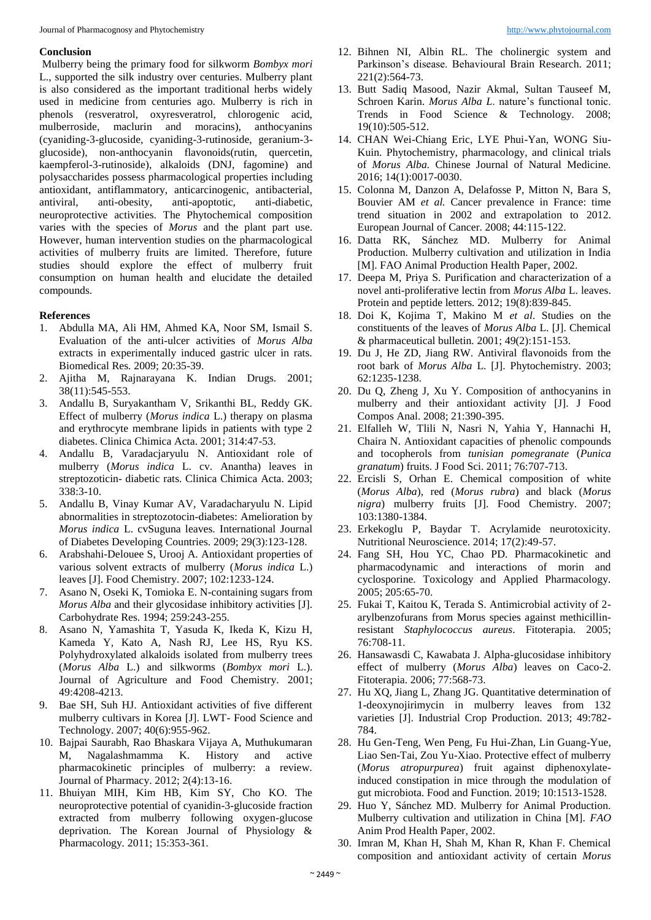## Conclusion

Mulberry being the primary food for silkworm *Bombyx mori* L., supported the silk industry over centuries. Mulberry plant is also considered as the important traditional herbs widely used in medicine from centuries ago. Mulberry is rich in phenols (resveratrol, oxyresveratrol, chlorogenic acid, mulberroside, maclurin and moracins), anthocyanins (cyaniding-3-glucoside, cyaniding-3-rutinoside, geranium-3-glucoside), non-anthocyanin flavonoids(rutin, quercetin, kaempferol-3-rutinoside), alkaloids (DNJ, fagomine) and polysaccharides possess pharmacological properties including antioxidant, antiflammatory, anticarcinogenic, antibacterial, antiviral, anti-obesity, anti-apoptotic, anti-diabetic, neuroprotective activities. The Phytochemical composition varies with the species of *Morus* and the plant part use. However, human intervention studies on the pharmacological activities of mulberry fruits are limited. Therefore, future studies should explore the effect of mulberry fruit consumption on human health and elucidate the detailed compounds.

## References

1. Abdulla MA, Ali HM, Ahmed KA, Noor SM, Ismail S. Evaluation of the anti-ulcer activities of *Morus Alba* extracts in experimentally induced gastric ulcer in rats. Biomedical Res. 2009; 20:35-39.
2. Ajitha M, Rajnarayana K. Indian Drugs. 2001; 38(11):545-553.
3. Andallu B, Suryakantham V, Srikanthi BL, Reddy GK. Effect of mulberry (*Morus indica* L.) therapy on plasma and erythrocyte membrane lipids in patients with type 2 diabetes. Clinica Chimica Acta. 2001; 314:47-53.
4. Andallu B, Varadacjaryulu N. Antioxidant role of mulberry (*Morus indica* L. cv. Anantha) leaves in streptozoticin- diabetic rats. Clinica Chimica Acta. 2003; 338:3-10.
5. Andallu B, Vinay Kumar AV, Varadacharyulu N. Lipid abnormalities in streptozotocin-diabetes: Amelioration by *Morus indica* L. cvSuguna leaves. International Journal of Diabetes Developing Countries. 2009; 29(3):123-128.
6. Arabshahi-Delouee S, Urooj A. Antioxidant properties of various solvent extracts of mulberry (*Morus indica* L.) leaves [J]. Food Chemistry. 2007; 102:1233-124.
7. Asano N, Oseki K, Tomioka E. N-containing sugars from *Morus Alba* and their glycosidase inhibitory activities [J]. Carbohydrate Res. 1994; 259:243-255.
8. Asano N, Yamashita T, Yasuda K, Ikeda K, Kizu H, Kameda Y, Kato A, Nash RJ, Lee HS, Ryu KS. Polyhydroxylated alkaloids isolated from mulberry trees (*Morus Alba* L.) and silkworms (*Bombyx mori* L.). Journal of Agriculture and Food Chemistry. 2001; 49:4208-4213.
9. Bae SH, Suh HJ. Antioxidant activities of five different mulberry cultivars in Korea [J]. LWT- Food Science and Technology. 2007; 40(6):955-962.
10. Bajpai Saurabh, Rao Bhaskara Vijaya A, Muthukumaran M, Nagalashmamma K. History and active pharmacokinetic principles of mulberry: a review. Journal of Pharmacy. 2012; 2(4):13-16.
11. Bhuiyan MIH, Kim HB, Kim SY, Cho KO. The neuroprotective potential of cyanidin-3-glucoside fraction extracted from mulberry following oxygen-glucose deprivation. The Korean Journal of Physiology & Pharmacology. 2011; 15:353-361.
12. Bihnen NI, Albin RL. The cholinergic system and Parkinson's disease. Behavioural Brain Research. 2011; 221(2):564-73.
13. Butt Sadiq Masood, Nazir Akmal, Sultan Tauseef M, Schroen Karin. *Morus Alba L*. nature's functional tonic. Trends in Food Science & Technology. 2008; 19(10):505-512.
14. CHAN Wei-Chiang Eric, LYE Phui-Yan, WONG Siu-Kuin. Phytochemistry, pharmacology, and clinical trials of *Morus Alba*. Chinese Journal of Natural Medicine. 2016; 14(1):0017-0030.
15. Colonna M, Danzon A, Delafosse P, Mitton N, Bara S, Bouvier AM *et al.* Cancer prevalence in France: time trend situation in 2002 and extrapolation to 2012. European Journal of Cancer. 2008; 44:115-122.
16. Datta RK, Sánchez MD. Mulberry for Animal Production. Mulberry cultivation and utilization in India [M]. FAO Animal Production Health Paper, 2002.
17. Deepa M, Priya S. Purification and characterization of a novel anti-proliferative lectin from *Morus Alba* L. leaves. Protein and peptide letters. 2012; 19(8):839-845.
18. Doi K, Kojima T, Makino M *et al.* Studies on the constituents of the leaves of *Morus Alba* L. [J]. Chemical & pharmaceutical bulletin. 2001; 49(2):151-153.
19. Du J, He ZD, Jiang RW. Antiviral flavonoids from the root bark of *Morus Alba* L. [J]. Phytochemistry. 2003; 62:1235-1238.
20. Du Q, Zheng J, Xu Y. Composition of anthocyanins in mulberry and their antioxidant activity [J]. J Food Compos Anal. 2008; 21:390-395.
21. Elfalleh W, Tlili N, Nasri N, Yahia Y, Hannachi H, Chaira N. Antioxidant capacities of phenolic compounds and tocopherols from *tunisian pomegranate* (*Punica granatum*) fruits. J Food Sci. 2011; 76:707-713.
22. Ercisli S, Orhan E. Chemical composition of white (*Morus Alba*), red (*Morus rubra*) and black (*Morus nigra*) mulberry fruits [J]. Food Chemistry. 2007; 103:1380-1384.
23. Erkekoglu P, Baydar T. Acrylamide neurotoxicity. Nutritional Neuroscience. 2014; 17(2):49-57.
24. Fang SH, Hou YC, Chao PD. Pharmacokinetic and pharmacodynamic and interactions of morin and cyclosporine. Toxicology and Applied Pharmacology. 2005; 205:65-70.
25. Fukai T, Kaitou K, Terada S. Antimicrobial activity of 2-arylbenzofurans from Morus species against methicillin-resistant *Staphylococcus aureus*. Fitoterapia. 2005; 76:708-11.
26. Hansawasdi C, Kawabata J. Alpha-glucosidase inhibitory effect of mulberry (*Morus Alba*) leaves on Caco-2. Fitoterapia. 2006; 77:568-73.
27. Hu XQ, Jiang L, Zhang JG. Quantitative determination of 1-deoxynojirimycin in mulberry leaves from 132 varieties [J]. Industrial Crop Production. 2013; 49:782-784.
28. Hu Gen-Teng, Wen Peng, Fu Hui-Zhan, Lin Guang-Yue, Liao Sen-Tai, Zou Yu-Xiao. Protective effect of mulberry (*Morus atropurpurea*) fruit against diphenoxylate-induced constipation in mice through the modulation of gut microbiota. Food and Function. 2019; 10:1513-1528.
29. Huo Y, Sánchez MD. Mulberry for Animal Production. Mulberry cultivation and utilization in China [M]. *FAO* Anim Prod Health Paper, 2002.
30. Imran M, Khan H, Shah M, Khan R, Khan F. Chemical composition and antioxidant activity of certain *Morus*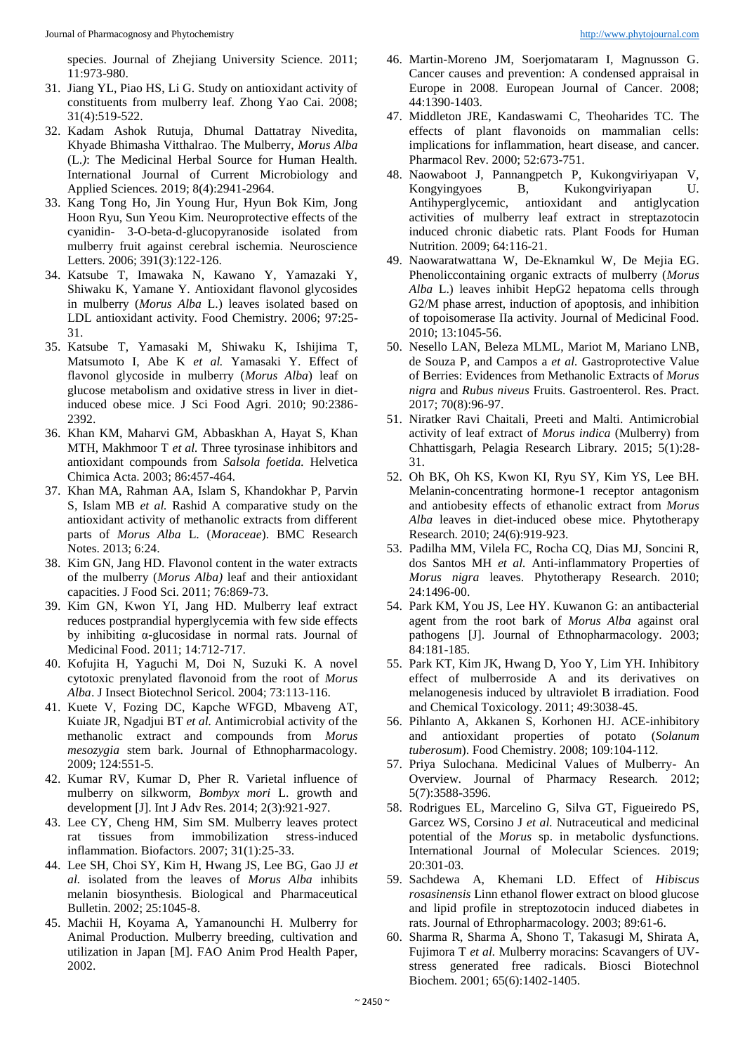species. Journal of Zhejiang University Science. 2011; 11:973-980.

31. Jiang YL, Piao HS, Li G. Study on antioxidant activity of constituents from mulberry leaf. Zhong Yao Cai. 2008; 31(4):519-522.
32. Kadam Ashok Rutuja, Dhumal Dattatray Nivedita, Khyade Bhimasha Vitthalrao. The Mulberry, *Morus Alba* (L.*)*: The Medicinal Herbal Source for Human Health. International Journal of Current Microbiology and Applied Sciences. 2019; 8(4):2941-2964.
33. Kang Tong Ho, Jin Young Hur, Hyun Bok Kim, Jong Hoon Ryu, Sun Yeou Kim. Neuroprotective effects of the cyanidin- 3-O-beta-d-glucopyranoside isolated from mulberry fruit against cerebral ischemia. Neuroscience Letters. 2006; 391(3):122-126.
34. Katsube T, Imawaka N, Kawano Y, Yamazaki Y, Shiwaku K, Yamane Y. Antioxidant flavonol glycosides in mulberry (*Morus Alba* L.) leaves isolated based on LDL antioxidant activity. Food Chemistry. 2006; 97:25-31.
35. Katsube T, Yamasaki M, Shiwaku K, Ishijima T, Matsumoto I, Abe K *et al.* Yamasaki Y. Effect of flavonol glycoside in mulberry (*Morus Alba*) leaf on glucose metabolism and oxidative stress in liver in diet-induced obese mice. J Sci Food Agri. 2010; 90:2386-2392.
36. Khan KM, Maharvi GM, Abbaskhan A, Hayat S, Khan MTH, Makhmoor T *et al.* Three tyrosinase inhibitors and antioxidant compounds from *Salsola foetida.* Helvetica Chimica Acta. 2003; 86:457-464.
37. Khan MA, Rahman AA, Islam S, Khandokhar P, Parvin S, Islam MB *et al.* Rashid A comparative study on the antioxidant activity of methanolic extracts from different parts of *Morus Alba* L. (*Moraceae*). BMC Research Notes. 2013; 6:24.
38. Kim GN, Jang HD. Flavonol content in the water extracts of the mulberry (*Morus Alba)* leaf and their antioxidant capacities. J Food Sci. 2011; 76:869-73.
39. Kim GN, Kwon YI, Jang HD. Mulberry leaf extract reduces postprandial hyperglycemia with few side effects by inhibiting α-glucosidase in normal rats. Journal of Medicinal Food. 2011; 14:712-717.
40. Kofujita H, Yaguchi M, Doi N, Suzuki K. A novel cytotoxic prenylated flavonoid from the root of *Morus Alba*. J Insect Biotechnol Sericol. 2004; 73:113-116.
41. Kuete V, Fozing DC, Kapche WFGD, Mbaveng AT, Kuiate JR, Ngadjui BT *et al.* Antimicrobial activity of the methanolic extract and compounds from *Morus mesozygia* stem bark. Journal of Ethnopharmacology. 2009; 124:551-5.
42. Kumar RV, Kumar D, Pher R. Varietal influence of mulberry on silkworm, *Bombyx mori* L. growth and development [J]. Int J Adv Res. 2014; 2(3):921-927.
43. Lee CY, Cheng HM, Sim SM. Mulberry leaves protect rat tissues from immobilization stress-induced inflammation. Biofactors. 2007; 31(1):25-33.
44. Lee SH, Choi SY, Kim H, Hwang JS, Lee BG, Gao JJ *et al.* isolated from the leaves of *Morus Alba* inhibits melanin biosynthesis. Biological and Pharmaceutical Bulletin. 2002; 25:1045-8.
45. Machii H, Koyama A, Yamanounchi H. Mulberry for Animal Production. Mulberry breeding, cultivation and utilization in Japan [M]. FAO Anim Prod Health Paper, 2002.
46. Martin-Moreno JM, Soerjomataram I, Magnusson G. Cancer causes and prevention: A condensed appraisal in Europe in 2008. European Journal of Cancer. 2008; 44:1390-1403.
47. Middleton JRE, Kandaswami C, Theoharides TC. The effects of plant flavonoids on mammalian cells: implications for inflammation, heart disease, and cancer. Pharmacol Rev. 2000; 52:673-751.
48. Naowaboot J, Pannangpetch P, Kukongviriyapan V, Kongyingyoes B, Kukongviriyapan U. Antihyperglycemic, antioxidant and antiglycation activities of mulberry leaf extract in streptazotocin induced chronic diabetic rats. Plant Foods for Human Nutrition. 2009; 64:116-21.
49. Naowaratwattana W, De-Eknamkul W, De Mejia EG. Phenoliccontaining organic extracts of mulberry (*Morus Alba* L.) leaves inhibit HepG2 hepatoma cells through G2/M phase arrest, induction of apoptosis, and inhibition of topoisomerase IIa activity. Journal of Medicinal Food. 2010; 13:1045-56.
50. Nesello LAN, Beleza MLML, Mariot M, Mariano LNB, de Souza P, and Campos a *et al.* Gastroprotective Value of Berries: Evidences from Methanolic Extracts of *Morus nigra* and *Rubus niveus* Fruits. Gastroenterol. Res. Pract. 2017; 70(8):96-97.
51. Niratker Ravi Chaitali, Preeti and Malti. Antimicrobial activity of leaf extract of *Morus indica* (Mulberry) from Chhattisgarh, Pelagia Research Library. 2015; 5(1):28-31.
52. Oh BK, Oh KS, Kwon KI, Ryu SY, Kim YS, Lee BH. Melanin-concentrating hormone-1 receptor antagonism and antiobesity effects of ethanolic extract from *Morus Alba* leaves in diet-induced obese mice. Phytotherapy Research. 2010; 24(6):919-923.
53. Padilha MM, Vilela FC, Rocha CQ, Dias MJ, Soncini R, dos Santos MH *et al.* Anti-inflammatory Properties of *Morus nigra* leaves. Phytotherapy Research. 2010; 24:1496-00.
54. Park KM, You JS, Lee HY. Kuwanon G: an antibacterial agent from the root bark of *Morus Alba* against oral pathogens [J]. Journal of Ethnopharmacology. 2003; 84:181-185.
55. Park KT, Kim JK, Hwang D, Yoo Y, Lim YH. Inhibitory effect of mulberroside A and its derivatives on melanogenesis induced by ultraviolet B irradiation. Food and Chemical Toxicology. 2011; 49:3038-45.
56. Pihlanto A, Akkanen S, Korhonen HJ. ACE-inhibitory and antioxidant properties of potato (*Solanum tuberosum*). Food Chemistry. 2008; 109:104-112.
57. Priya Sulochana. Medicinal Values of Mulberry- An Overview. Journal of Pharmacy Research. 2012; 5(7):3588-3596.
58. Rodrigues EL, Marcelino G, Silva GT, Figueiredo PS, Garcez WS, Corsino J *et al.* Nutraceutical and medicinal potential of the *Morus* sp. in metabolic dysfunctions. International Journal of Molecular Sciences. 2019; 20:301-03.
59. Sachdewa A, Khemani LD. Effect of *Hibiscus rosasinensis* Linn ethanol flower extract on blood glucose and lipid profile in streptozotocin induced diabetes in rats. Journal of Ethropharmacology. 2003; 89:61-6.
60. Sharma R, Sharma A, Shono T, Takasugi M, Shirata A, Fujimora T *et al.* Mulberry moracins: Scavangers of UV-stress generated free radicals. Biosci Biotechnol Biochem. 2001; 65(6):1402-1405.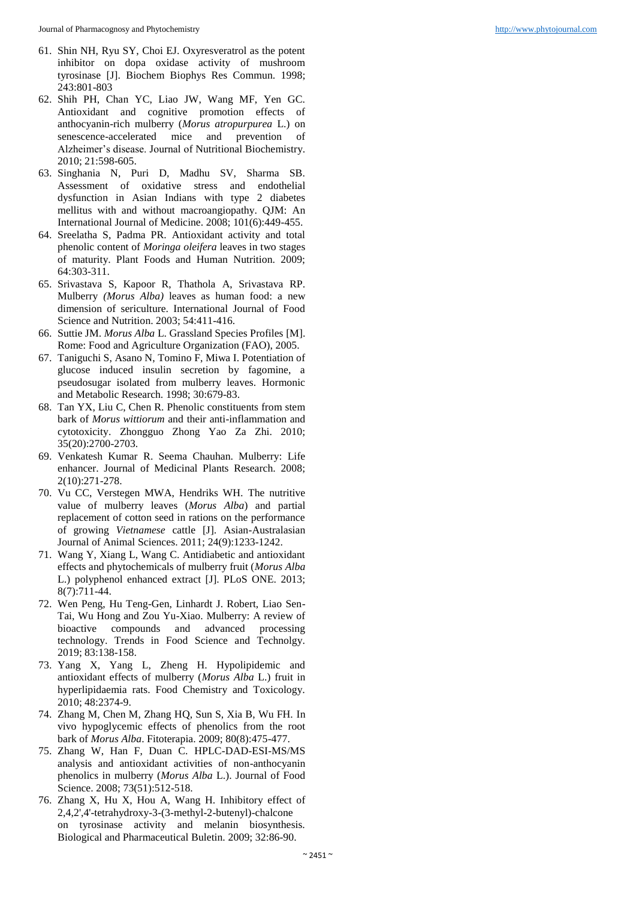61. Shin NH, Ryu SY, Choi EJ. Oxyresveratrol as the potent inhibitor on dopa oxidase activity of mushroom tyrosinase [J]. Biochem Biophys Res Commun. 1998; 243:801-803
62. Shih PH, Chan YC, Liao JW, Wang MF, Yen GC. Antioxidant and cognitive promotion effects of anthocyanin-rich mulberry (*Morus atropurpurea* L.) on senescence-accelerated mice and prevention of Alzheimer's disease. Journal of Nutritional Biochemistry. 2010; 21:598-605.
63. Singhania N, Puri D, Madhu SV, Sharma SB. Assessment of oxidative stress and endothelial dysfunction in Asian Indians with type 2 diabetes mellitus with and without macroangiopathy. QJM: An International Journal of Medicine. 2008; 101(6):449-455.
64. Sreelatha S, Padma PR. Antioxidant activity and total phenolic content of *Moringa oleifera* leaves in two stages of maturity. Plant Foods and Human Nutrition. 2009; 64:303-311.
65. Srivastava S, Kapoor R, Thathola A, Srivastava RP. Mulberry *(Morus Alba)* leaves as human food: a new dimension of sericulture. International Journal of Food Science and Nutrition. 2003; 54:411-416.
66. Suttie JM. *Morus Alba* L. Grassland Species Profiles [M]. Rome: Food and Agriculture Organization (FAO), 2005.
67. Taniguchi S, Asano N, Tomino F, Miwa I. Potentiation of glucose induced insulin secretion by fagomine, a pseudosugar isolated from mulberry leaves. Hormonic and Metabolic Research. 1998; 30:679-83.
68. Tan YX, Liu C, Chen R. Phenolic constituents from stem bark of *Morus wittiorum* and their anti-inflammation and cytotoxicity. Zhongguo Zhong Yao Za Zhi. 2010; 35(20):2700-2703.
69. Venkatesh Kumar R. Seema Chauhan. Mulberry: Life enhancer. Journal of Medicinal Plants Research. 2008; 2(10):271-278.
70. Vu CC, Verstegen MWA, Hendriks WH. The nutritive value of mulberry leaves (*Morus Alba*) and partial replacement of cotton seed in rations on the performance of growing *Vietnamese* cattle [J]. Asian-Australasian Journal of Animal Sciences. 2011; 24(9):1233-1242.
71. Wang Y, Xiang L, Wang C. Antidiabetic and antioxidant effects and phytochemicals of mulberry fruit (*Morus Alba* L.) polyphenol enhanced extract [J]. PLoS ONE. 2013; 8(7):711-44.
72. Wen Peng, Hu Teng-Gen, Linhardt J. Robert, Liao Sen-Tai, Wu Hong and Zou Yu-Xiao. Mulberry: A review of bioactive compounds and advanced processing technology. Trends in Food Science and Technolgy. 2019; 83:138-158.
73. Yang X, Yang L, Zheng H. Hypolipidemic and antioxidant effects of mulberry (*Morus Alba* L.) fruit in hyperlipidaemia rats. Food Chemistry and Toxicology. 2010; 48:2374-9.
74. Zhang M, Chen M, Zhang HQ, Sun S, Xia B, Wu FH. In vivo hypoglycemic effects of phenolics from the root bark of *Morus Alba*. Fitoterapia. 2009; 80(8):475-477.
75. Zhang W, Han F, Duan C. HPLC-DAD-ESI-MS/MS analysis and antioxidant activities of non-anthocyanin phenolics in mulberry (*Morus Alba* L.). Journal of Food Science. 2008; 73(51):512-518.
76. Zhang X, Hu X, Hou A, Wang H. Inhibitory effect of 2,4,2',4'-tetrahydroxy-3-(3-methyl-2-butenyl)-chalcone on tyrosinase activity and melanin biosynthesis. Biological and Pharmaceutical Buletin. 2009; 32:86-90.